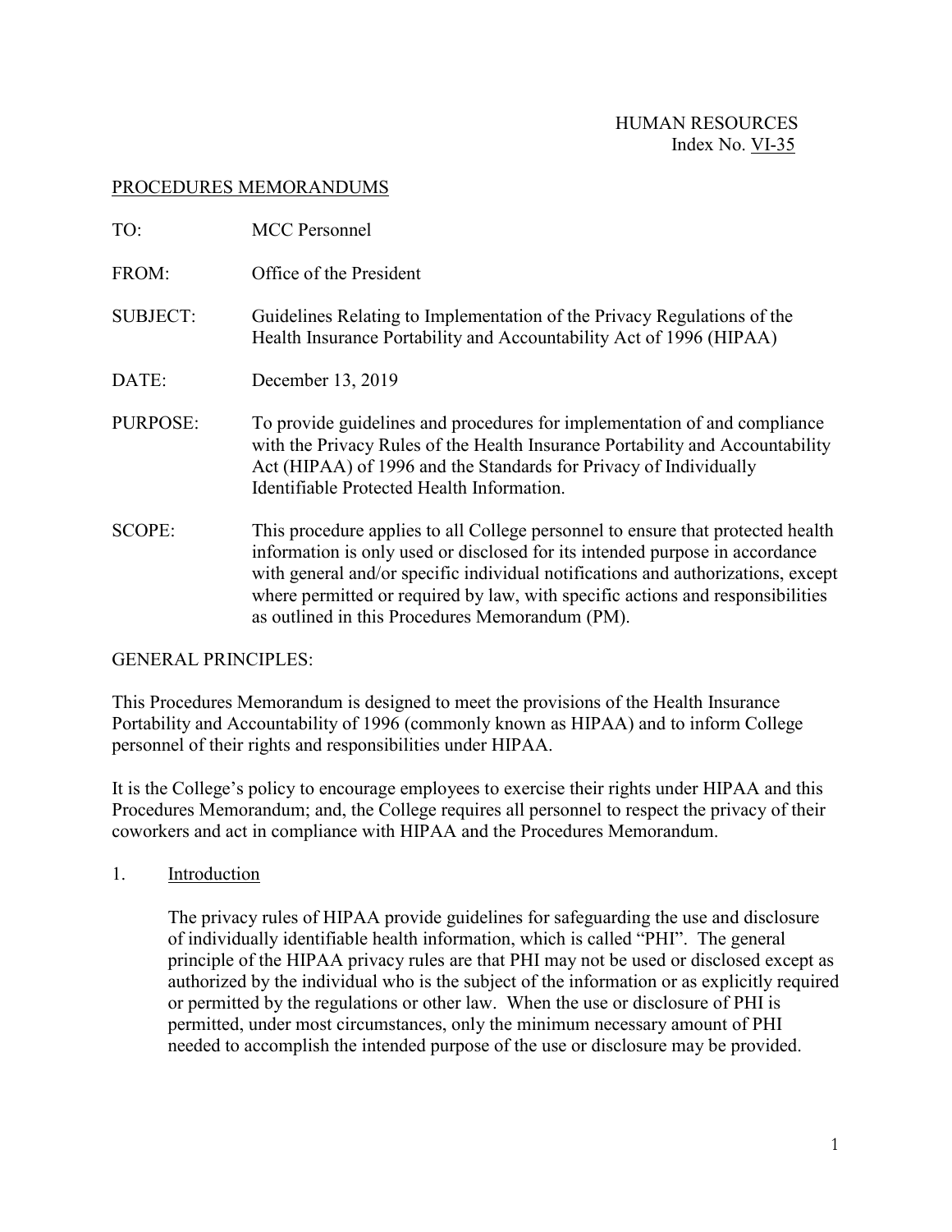HUMAN RESOURCES
Index No. VI-35

## PROCEDURES MEMORANDUMS

| | |
|---|---|
| TO: | MCC Personnel |
| FROM: | Office of the President |
| SUBJECT: | Guidelines Relating to Implementation of the Privacy Regulations of the Health Insurance Portability and Accountability Act of 1996 (HIPAA) |
| DATE: | December 13, 2019 |
| PURPOSE: | To provide guidelines and procedures for implementation of and compliance with the Privacy Rules of the Health Insurance Portability and Accountability Act (HIPAA) of 1996 and the Standards for Privacy of Individually Identifiable Protected Health Information. |
| SCOPE: | This procedure applies to all College personnel to ensure that protected health information is only used or disclosed for its intended purpose in accordance with general and/or specific individual notifications and authorizations, except where permitted or required by law, with specific actions and responsibilities as outlined in this Procedures Memorandum (PM). |

GENERAL PRINCIPLES:

This Procedures Memorandum is designed to meet the provisions of the Health Insurance Portability and Accountability of 1996 (commonly known as HIPAA) and to inform College personnel of their rights and responsibilities under HIPAA.

It is the College's policy to encourage employees to exercise their rights under HIPAA and this Procedures Memorandum; and, the College requires all personnel to respect the privacy of their coworkers and act in compliance with HIPAA and the Procedures Memorandum.

1. Introduction

   The privacy rules of HIPAA provide guidelines for safeguarding the use and disclosure of individually identifiable health information, which is called "PHI". The general principle of the HIPAA privacy rules are that PHI may not be used or disclosed except as authorized by the individual who is the subject of the information or as explicitly required or permitted by the regulations or other law. When the use or disclosure of PHI is permitted, under most circumstances, only the minimum necessary amount of PHI needed to accomplish the intended purpose of the use or disclosure may be provided.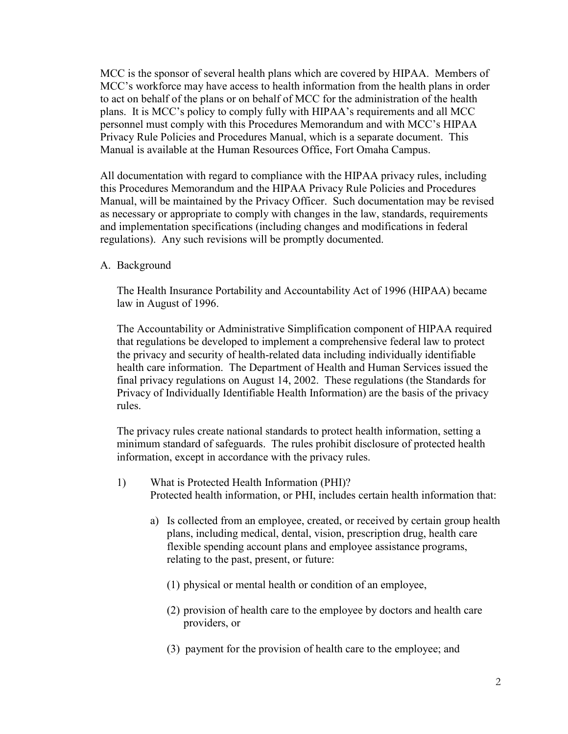MCC is the sponsor of several health plans which are covered by HIPAA. Members of MCC's workforce may have access to health information from the health plans in order to act on behalf of the plans or on behalf of MCC for the administration of the health plans. It is MCC's policy to comply fully with HIPAA's requirements and all MCC personnel must comply with this Procedures Memorandum and with MCC's HIPAA Privacy Rule Policies and Procedures Manual, which is a separate document. This Manual is available at the Human Resources Office, Fort Omaha Campus.

All documentation with regard to compliance with the HIPAA privacy rules, including this Procedures Memorandum and the HIPAA Privacy Rule Policies and Procedures Manual, will be maintained by the Privacy Officer. Such documentation may be revised as necessary or appropriate to comply with changes in the law, standards, requirements and implementation specifications (including changes and modifications in federal regulations). Any such revisions will be promptly documented.

A. Background

The Health Insurance Portability and Accountability Act of 1996 (HIPAA) became law in August of 1996.

The Accountability or Administrative Simplification component of HIPAA required that regulations be developed to implement a comprehensive federal law to protect the privacy and security of health-related data including individually identifiable health care information. The Department of Health and Human Services issued the final privacy regulations on August 14, 2002. These regulations (the Standards for Privacy of Individually Identifiable Health Information) are the basis of the privacy rules.

The privacy rules create national standards to protect health information, setting a minimum standard of safeguards. The rules prohibit disclosure of protected health information, except in accordance with the privacy rules.

1) What is Protected Health Information (PHI)?
   Protected health information, or PHI, includes certain health information that:

   a) Is collected from an employee, created, or received by certain group health plans, including medical, dental, vision, prescription drug, health care flexible spending account plans and employee assistance programs, relating to the past, present, or future:

      (1) physical or mental health or condition of an employee,

      (2) provision of health care to the employee by doctors and health care providers, or

      (3) payment for the provision of health care to the employee; and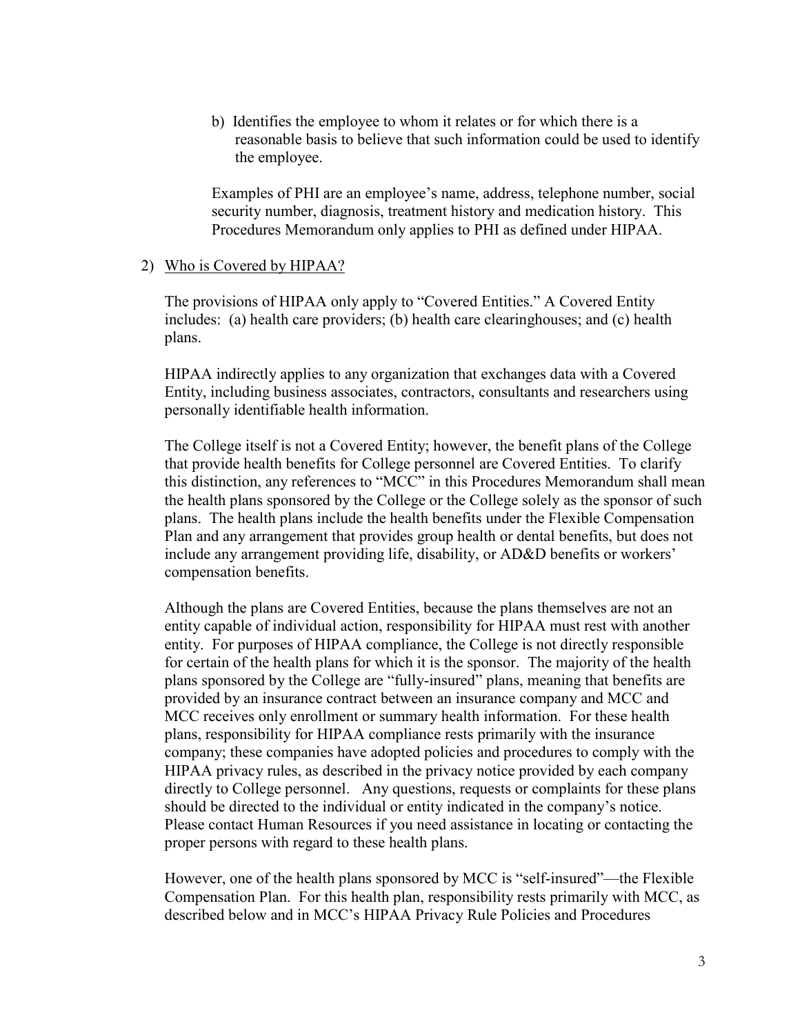b) Identifies the employee to whom it relates or for which there is a reasonable basis to believe that such information could be used to identify the employee.

Examples of PHI are an employee's name, address, telephone number, social security number, diagnosis, treatment history and medication history. This Procedures Memorandum only applies to PHI as defined under HIPAA.

2) <u>Who is Covered by HIPAA?</u>

The provisions of HIPAA only apply to "Covered Entities." A Covered Entity includes: (a) health care providers; (b) health care clearinghouses; and (c) health plans.

HIPAA indirectly applies to any organization that exchanges data with a Covered Entity, including business associates, contractors, consultants and researchers using personally identifiable health information.

The College itself is not a Covered Entity; however, the benefit plans of the College that provide health benefits for College personnel are Covered Entities. To clarify this distinction, any references to "MCC" in this Procedures Memorandum shall mean the health plans sponsored by the College or the College solely as the sponsor of such plans. The health plans include the health benefits under the Flexible Compensation Plan and any arrangement that provides group health or dental benefits, but does not include any arrangement providing life, disability, or AD&D benefits or workers' compensation benefits.

Although the plans are Covered Entities, because the plans themselves are not an entity capable of individual action, responsibility for HIPAA must rest with another entity. For purposes of HIPAA compliance, the College is not directly responsible for certain of the health plans for which it is the sponsor. The majority of the health plans sponsored by the College are "fully-insured" plans, meaning that benefits are provided by an insurance contract between an insurance company and MCC and MCC receives only enrollment or summary health information. For these health plans, responsibility for HIPAA compliance rests primarily with the insurance company; these companies have adopted policies and procedures to comply with the HIPAA privacy rules, as described in the privacy notice provided by each company directly to College personnel. Any questions, requests or complaints for these plans should be directed to the individual or entity indicated in the company's notice. Please contact Human Resources if you need assistance in locating or contacting the proper persons with regard to these health plans.

However, one of the health plans sponsored by MCC is "self-insured"—the Flexible Compensation Plan. For this health plan, responsibility rests primarily with MCC, as described below and in MCC's HIPAA Privacy Rule Policies and Procedures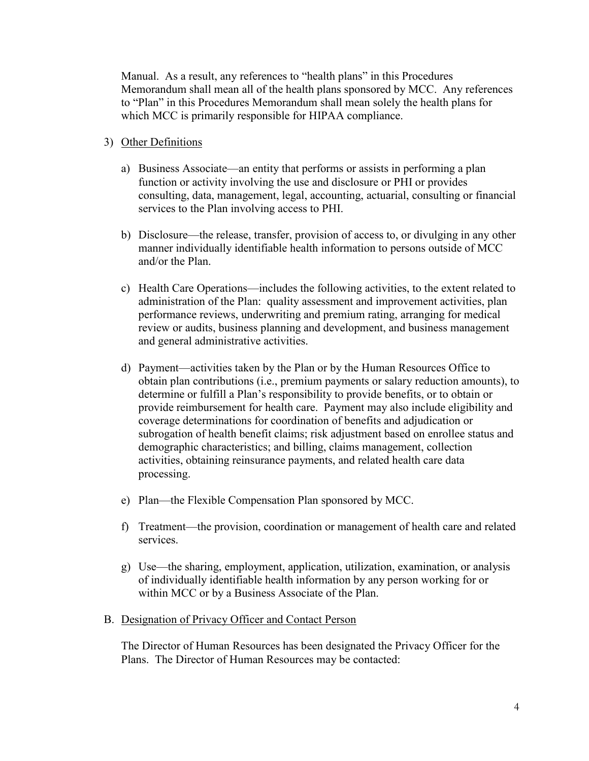Manual. As a result, any references to "health plans" in this Procedures Memorandum shall mean all of the health plans sponsored by MCC. Any references to "Plan" in this Procedures Memorandum shall mean solely the health plans for which MCC is primarily responsible for HIPAA compliance.

3) <u>Other Definitions</u>

   a) Business Associate—an entity that performs or assists in performing a plan function or activity involving the use and disclosure or PHI or provides consulting, data, management, legal, accounting, actuarial, consulting or financial services to the Plan involving access to PHI.

   b) Disclosure—the release, transfer, provision of access to, or divulging in any other manner individually identifiable health information to persons outside of MCC and/or the Plan.

   c) Health Care Operations—includes the following activities, to the extent related to administration of the Plan: quality assessment and improvement activities, plan performance reviews, underwriting and premium rating, arranging for medical review or audits, business planning and development, and business management and general administrative activities.

   d) Payment—activities taken by the Plan or by the Human Resources Office to obtain plan contributions (i.e., premium payments or salary reduction amounts), to determine or fulfill a Plan's responsibility to provide benefits, or to obtain or provide reimbursement for health care. Payment may also include eligibility and coverage determinations for coordination of benefits and adjudication or subrogation of health benefit claims; risk adjustment based on enrollee status and demographic characteristics; and billing, claims management, collection activities, obtaining reinsurance payments, and related health care data processing.

   e) Plan—the Flexible Compensation Plan sponsored by MCC.

   f) Treatment—the provision, coordination or management of health care and related services.

   g) Use—the sharing, employment, application, utilization, examination, or analysis of individually identifiable health information by any person working for or within MCC or by a Business Associate of the Plan.

B. <u>Designation of Privacy Officer and Contact Person</u>

   The Director of Human Resources has been designated the Privacy Officer for the Plans. The Director of Human Resources may be contacted: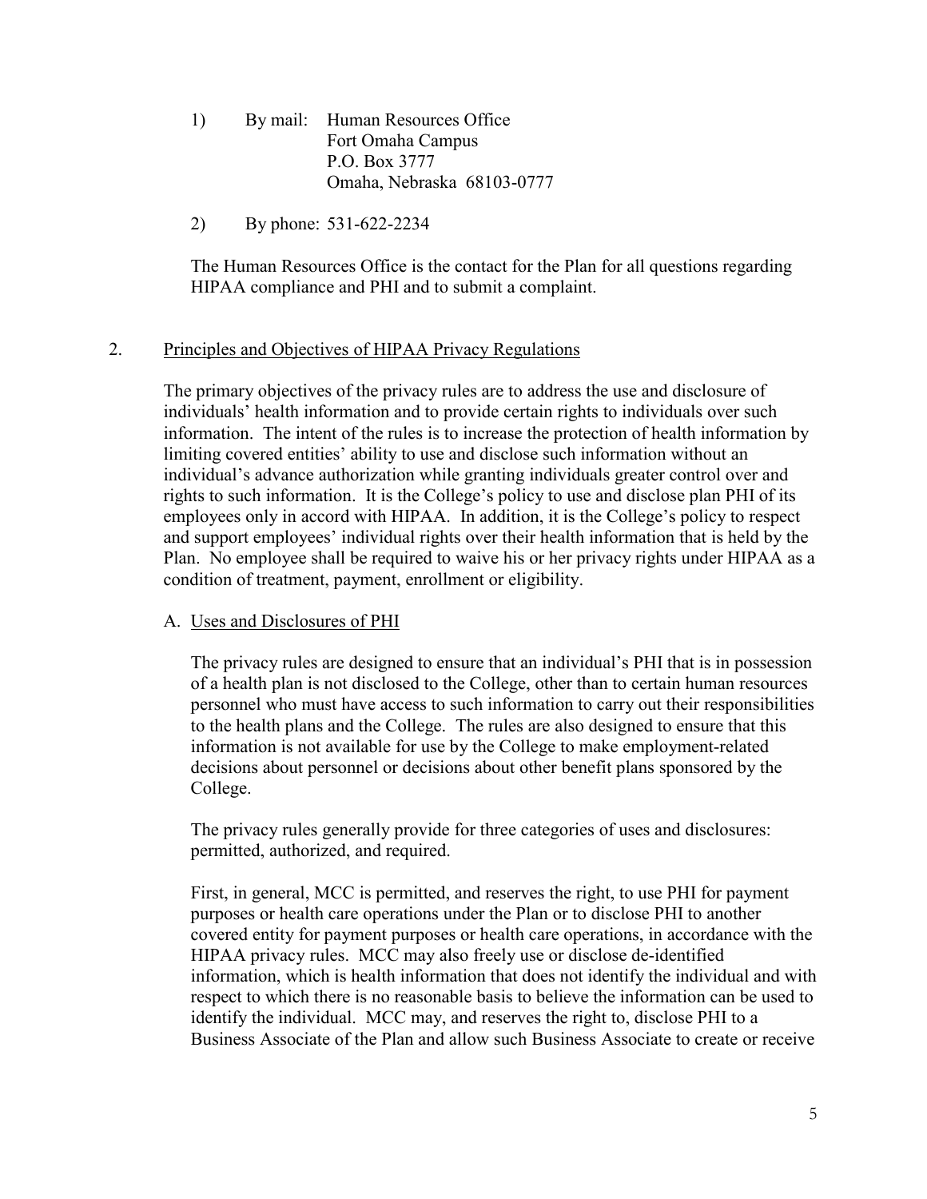1) By mail: Human Resources Office
   Fort Omaha Campus
   P.O. Box 3777
   Omaha, Nebraska 68103-0777

2) By phone: 531-622-2234

The Human Resources Office is the contact for the Plan for all questions regarding HIPAA compliance and PHI and to submit a complaint.

2. <u>Principles and Objectives of HIPAA Privacy Regulations</u>

The primary objectives of the privacy rules are to address the use and disclosure of individuals' health information and to provide certain rights to individuals over such information. The intent of the rules is to increase the protection of health information by limiting covered entities' ability to use and disclose such information without an individual's advance authorization while granting individuals greater control over and rights to such information. It is the College's policy to use and disclose plan PHI of its employees only in accord with HIPAA. In addition, it is the College's policy to respect and support employees' individual rights over their health information that is held by the Plan. No employee shall be required to waive his or her privacy rights under HIPAA as a condition of treatment, payment, enrollment or eligibility.

A. <u>Uses and Disclosures of PHI</u>

The privacy rules are designed to ensure that an individual's PHI that is in possession of a health plan is not disclosed to the College, other than to certain human resources personnel who must have access to such information to carry out their responsibilities to the health plans and the College. The rules are also designed to ensure that this information is not available for use by the College to make employment-related decisions about personnel or decisions about other benefit plans sponsored by the College.

The privacy rules generally provide for three categories of uses and disclosures: permitted, authorized, and required.

First, in general, MCC is permitted, and reserves the right, to use PHI for payment purposes or health care operations under the Plan or to disclose PHI to another covered entity for payment purposes or health care operations, in accordance with the HIPAA privacy rules. MCC may also freely use or disclose de-identified information, which is health information that does not identify the individual and with respect to which there is no reasonable basis to believe the information can be used to identify the individual. MCC may, and reserves the right to, disclose PHI to a Business Associate of the Plan and allow such Business Associate to create or receive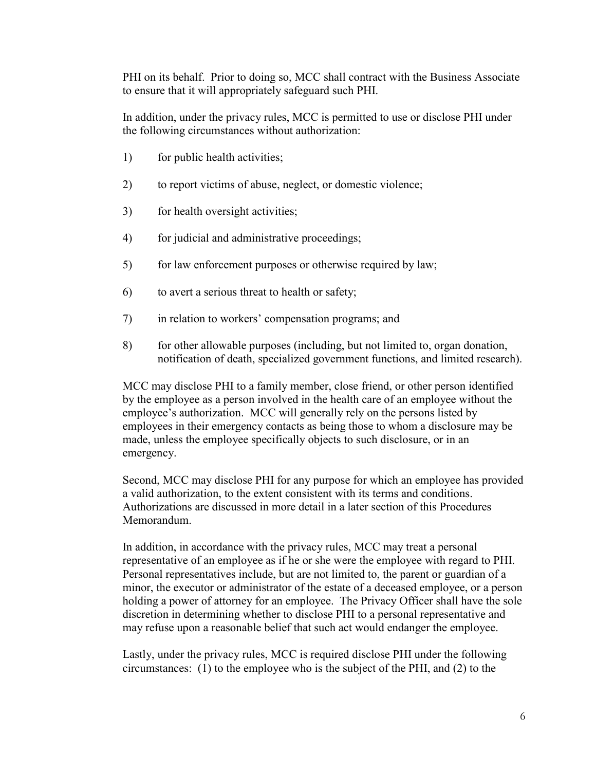PHI on its behalf. Prior to doing so, MCC shall contract with the Business Associate to ensure that it will appropriately safeguard such PHI.

In addition, under the privacy rules, MCC is permitted to use or disclose PHI under the following circumstances without authorization:

1) for public health activities;

2) to report victims of abuse, neglect, or domestic violence;

3) for health oversight activities;

4) for judicial and administrative proceedings;

5) for law enforcement purposes or otherwise required by law;

6) to avert a serious threat to health or safety;

7) in relation to workers' compensation programs; and

8) for other allowable purposes (including, but not limited to, organ donation, notification of death, specialized government functions, and limited research).

MCC may disclose PHI to a family member, close friend, or other person identified by the employee as a person involved in the health care of an employee without the employee's authorization. MCC will generally rely on the persons listed by employees in their emergency contacts as being those to whom a disclosure may be made, unless the employee specifically objects to such disclosure, or in an emergency.

Second, MCC may disclose PHI for any purpose for which an employee has provided a valid authorization, to the extent consistent with its terms and conditions. Authorizations are discussed in more detail in a later section of this Procedures Memorandum.

In addition, in accordance with the privacy rules, MCC may treat a personal representative of an employee as if he or she were the employee with regard to PHI. Personal representatives include, but are not limited to, the parent or guardian of a minor, the executor or administrator of the estate of a deceased employee, or a person holding a power of attorney for an employee. The Privacy Officer shall have the sole discretion in determining whether to disclose PHI to a personal representative and may refuse upon a reasonable belief that such act would endanger the employee.

Lastly, under the privacy rules, MCC is required disclose PHI under the following circumstances: (1) to the employee who is the subject of the PHI, and (2) to the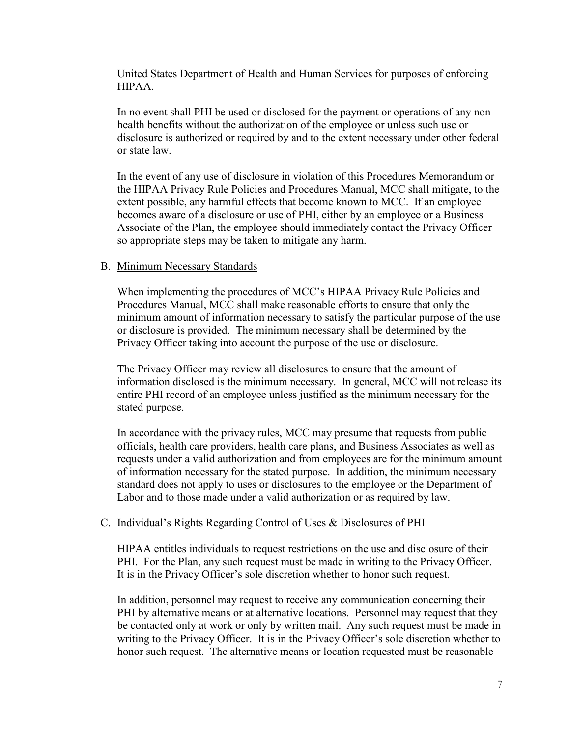United States Department of Health and Human Services for purposes of enforcing HIPAA.

In no event shall PHI be used or disclosed for the payment or operations of any non-health benefits without the authorization of the employee or unless such use or disclosure is authorized or required by and to the extent necessary under other federal or state law.

In the event of any use of disclosure in violation of this Procedures Memorandum or the HIPAA Privacy Rule Policies and Procedures Manual, MCC shall mitigate, to the extent possible, any harmful effects that become known to MCC. If an employee becomes aware of a disclosure or use of PHI, either by an employee or a Business Associate of the Plan, the employee should immediately contact the Privacy Officer so appropriate steps may be taken to mitigate any harm.

B. Minimum Necessary Standards

When implementing the procedures of MCC's HIPAA Privacy Rule Policies and Procedures Manual, MCC shall make reasonable efforts to ensure that only the minimum amount of information necessary to satisfy the particular purpose of the use or disclosure is provided. The minimum necessary shall be determined by the Privacy Officer taking into account the purpose of the use or disclosure.

The Privacy Officer may review all disclosures to ensure that the amount of information disclosed is the minimum necessary. In general, MCC will not release its entire PHI record of an employee unless justified as the minimum necessary for the stated purpose.

In accordance with the privacy rules, MCC may presume that requests from public officials, health care providers, health care plans, and Business Associates as well as requests under a valid authorization and from employees are for the minimum amount of information necessary for the stated purpose. In addition, the minimum necessary standard does not apply to uses or disclosures to the employee or the Department of Labor and to those made under a valid authorization or as required by law.

C. Individual's Rights Regarding Control of Uses & Disclosures of PHI

HIPAA entitles individuals to request restrictions on the use and disclosure of their PHI. For the Plan, any such request must be made in writing to the Privacy Officer. It is in the Privacy Officer's sole discretion whether to honor such request.

In addition, personnel may request to receive any communication concerning their PHI by alternative means or at alternative locations. Personnel may request that they be contacted only at work or only by written mail. Any such request must be made in writing to the Privacy Officer. It is in the Privacy Officer's sole discretion whether to honor such request. The alternative means or location requested must be reasonable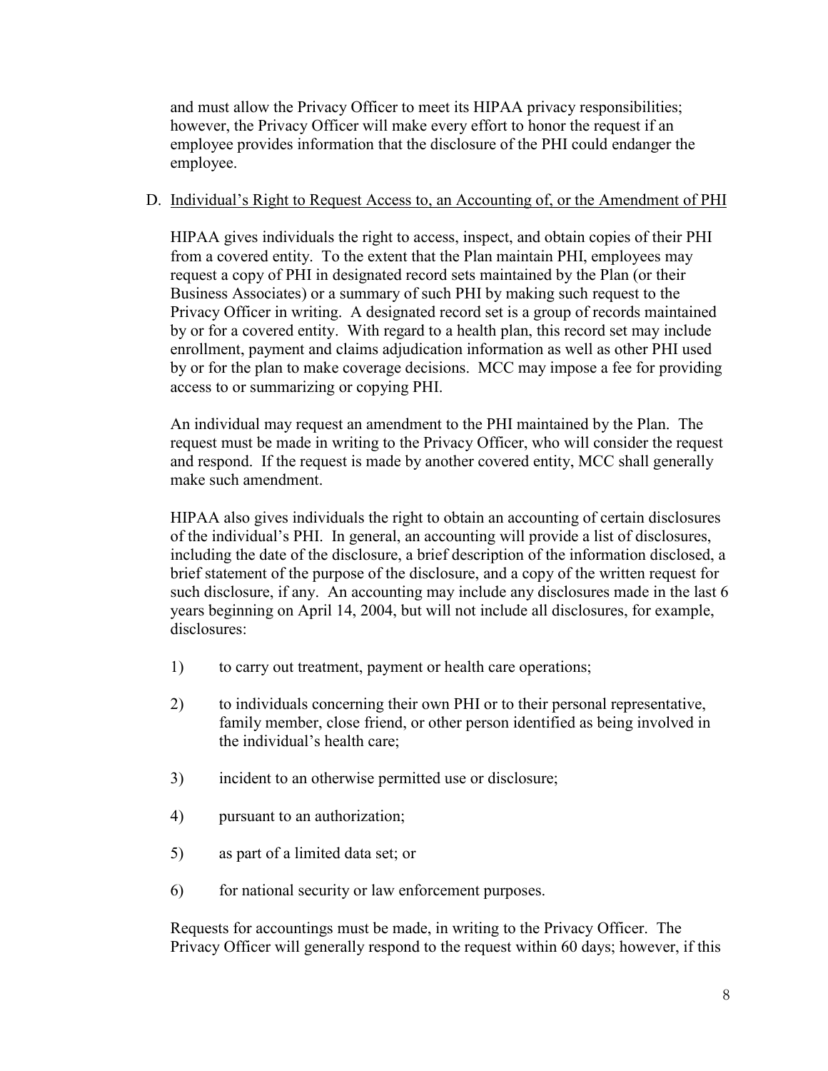and must allow the Privacy Officer to meet its HIPAA privacy responsibilities; however, the Privacy Officer will make every effort to honor the request if an employee provides information that the disclosure of the PHI could endanger the employee.

D. Individual's Right to Request Access to, an Accounting of, or the Amendment of PHI

HIPAA gives individuals the right to access, inspect, and obtain copies of their PHI from a covered entity. To the extent that the Plan maintain PHI, employees may request a copy of PHI in designated record sets maintained by the Plan (or their Business Associates) or a summary of such PHI by making such request to the Privacy Officer in writing. A designated record set is a group of records maintained by or for a covered entity. With regard to a health plan, this record set may include enrollment, payment and claims adjudication information as well as other PHI used by or for the plan to make coverage decisions. MCC may impose a fee for providing access to or summarizing or copying PHI.

An individual may request an amendment to the PHI maintained by the Plan. The request must be made in writing to the Privacy Officer, who will consider the request and respond. If the request is made by another covered entity, MCC shall generally make such amendment.

HIPAA also gives individuals the right to obtain an accounting of certain disclosures of the individual's PHI. In general, an accounting will provide a list of disclosures, including the date of the disclosure, a brief description of the information disclosed, a brief statement of the purpose of the disclosure, and a copy of the written request for such disclosure, if any. An accounting may include any disclosures made in the last 6 years beginning on April 14, 2004, but will not include all disclosures, for example, disclosures:

1) to carry out treatment, payment or health care operations;

2) to individuals concerning their own PHI or to their personal representative, family member, close friend, or other person identified as being involved in the individual's health care;

3) incident to an otherwise permitted use or disclosure;

4) pursuant to an authorization;

5) as part of a limited data set; or

6) for national security or law enforcement purposes.

Requests for accountings must be made, in writing to the Privacy Officer. The Privacy Officer will generally respond to the request within 60 days; however, if this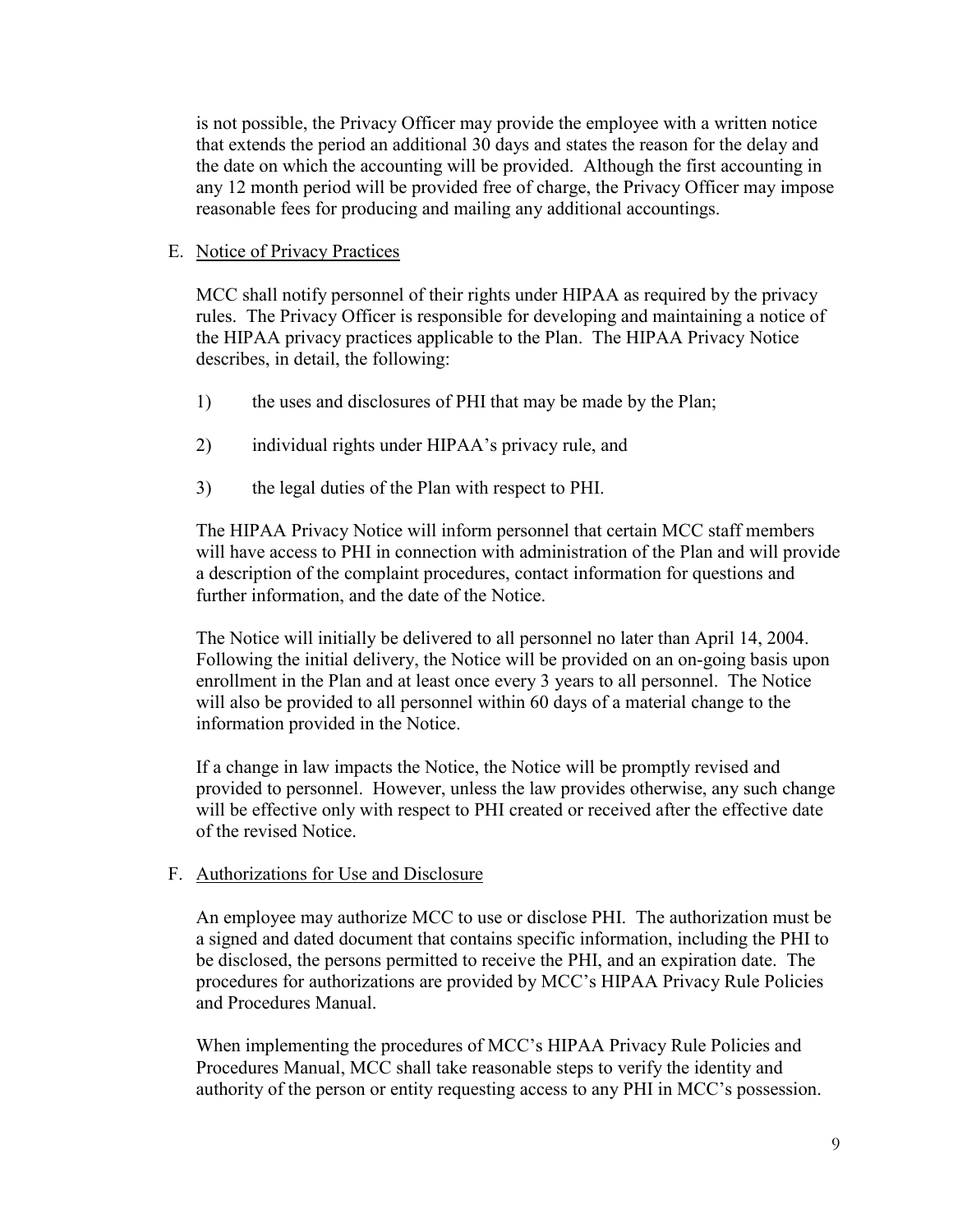is not possible, the Privacy Officer may provide the employee with a written notice that extends the period an additional 30 days and states the reason for the delay and the date on which the accounting will be provided. Although the first accounting in any 12 month period will be provided free of charge, the Privacy Officer may impose reasonable fees for producing and mailing any additional accountings.

E. Notice of Privacy Practices

MCC shall notify personnel of their rights under HIPAA as required by the privacy rules. The Privacy Officer is responsible for developing and maintaining a notice of the HIPAA privacy practices applicable to the Plan. The HIPAA Privacy Notice describes, in detail, the following:

1) the uses and disclosures of PHI that may be made by the Plan;

2) individual rights under HIPAA's privacy rule, and

3) the legal duties of the Plan with respect to PHI.

The HIPAA Privacy Notice will inform personnel that certain MCC staff members will have access to PHI in connection with administration of the Plan and will provide a description of the complaint procedures, contact information for questions and further information, and the date of the Notice.

The Notice will initially be delivered to all personnel no later than April 14, 2004. Following the initial delivery, the Notice will be provided on an on-going basis upon enrollment in the Plan and at least once every 3 years to all personnel. The Notice will also be provided to all personnel within 60 days of a material change to the information provided in the Notice.

If a change in law impacts the Notice, the Notice will be promptly revised and provided to personnel. However, unless the law provides otherwise, any such change will be effective only with respect to PHI created or received after the effective date of the revised Notice.

F. Authorizations for Use and Disclosure

An employee may authorize MCC to use or disclose PHI. The authorization must be a signed and dated document that contains specific information, including the PHI to be disclosed, the persons permitted to receive the PHI, and an expiration date. The procedures for authorizations are provided by MCC's HIPAA Privacy Rule Policies and Procedures Manual.

When implementing the procedures of MCC's HIPAA Privacy Rule Policies and Procedures Manual, MCC shall take reasonable steps to verify the identity and authority of the person or entity requesting access to any PHI in MCC's possession.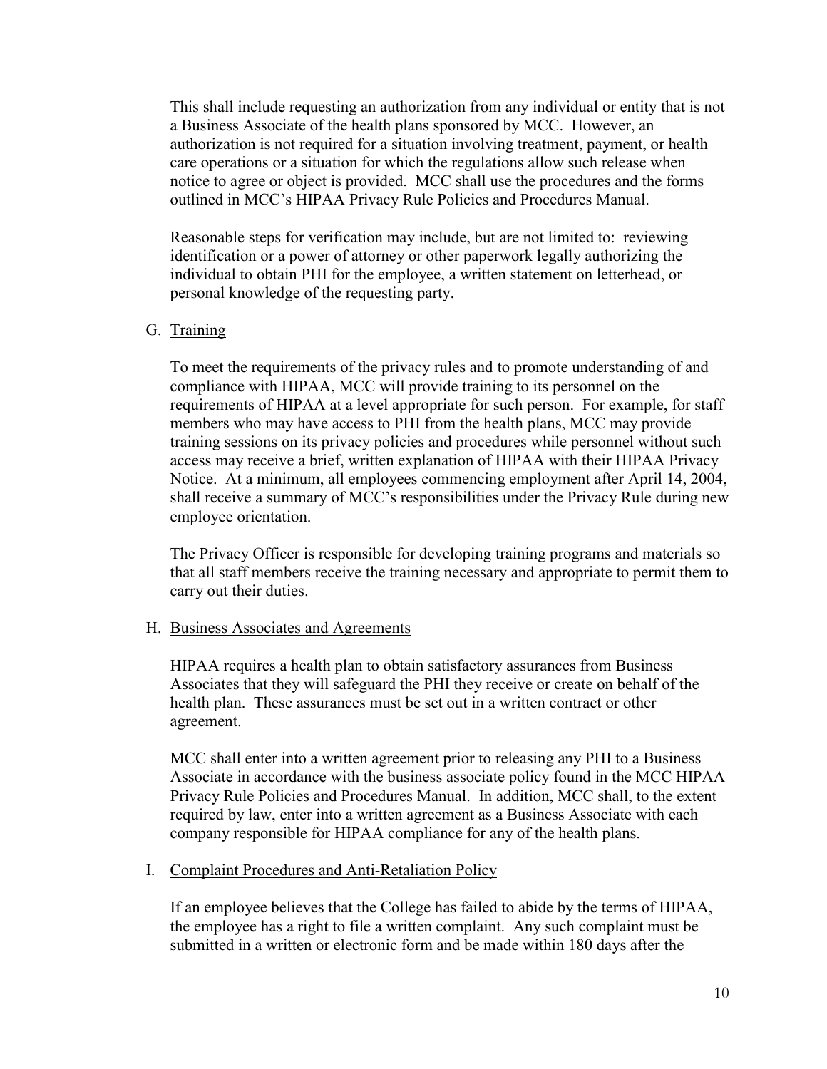This shall include requesting an authorization from any individual or entity that is not a Business Associate of the health plans sponsored by MCC. However, an authorization is not required for a situation involving treatment, payment, or health care operations or a situation for which the regulations allow such release when notice to agree or object is provided. MCC shall use the procedures and the forms outlined in MCC's HIPAA Privacy Rule Policies and Procedures Manual.

Reasonable steps for verification may include, but are not limited to: reviewing identification or a power of attorney or other paperwork legally authorizing the individual to obtain PHI for the employee, a written statement on letterhead, or personal knowledge of the requesting party.

G. Training

To meet the requirements of the privacy rules and to promote understanding of and compliance with HIPAA, MCC will provide training to its personnel on the requirements of HIPAA at a level appropriate for such person. For example, for staff members who may have access to PHI from the health plans, MCC may provide training sessions on its privacy policies and procedures while personnel without such access may receive a brief, written explanation of HIPAA with their HIPAA Privacy Notice. At a minimum, all employees commencing employment after April 14, 2004, shall receive a summary of MCC's responsibilities under the Privacy Rule during new employee orientation.

The Privacy Officer is responsible for developing training programs and materials so that all staff members receive the training necessary and appropriate to permit them to carry out their duties.

H. Business Associates and Agreements

HIPAA requires a health plan to obtain satisfactory assurances from Business Associates that they will safeguard the PHI they receive or create on behalf of the health plan. These assurances must be set out in a written contract or other agreement.

MCC shall enter into a written agreement prior to releasing any PHI to a Business Associate in accordance with the business associate policy found in the MCC HIPAA Privacy Rule Policies and Procedures Manual. In addition, MCC shall, to the extent required by law, enter into a written agreement as a Business Associate with each company responsible for HIPAA compliance for any of the health plans.

I. Complaint Procedures and Anti-Retaliation Policy

If an employee believes that the College has failed to abide by the terms of HIPAA, the employee has a right to file a written complaint. Any such complaint must be submitted in a written or electronic form and be made within 180 days after the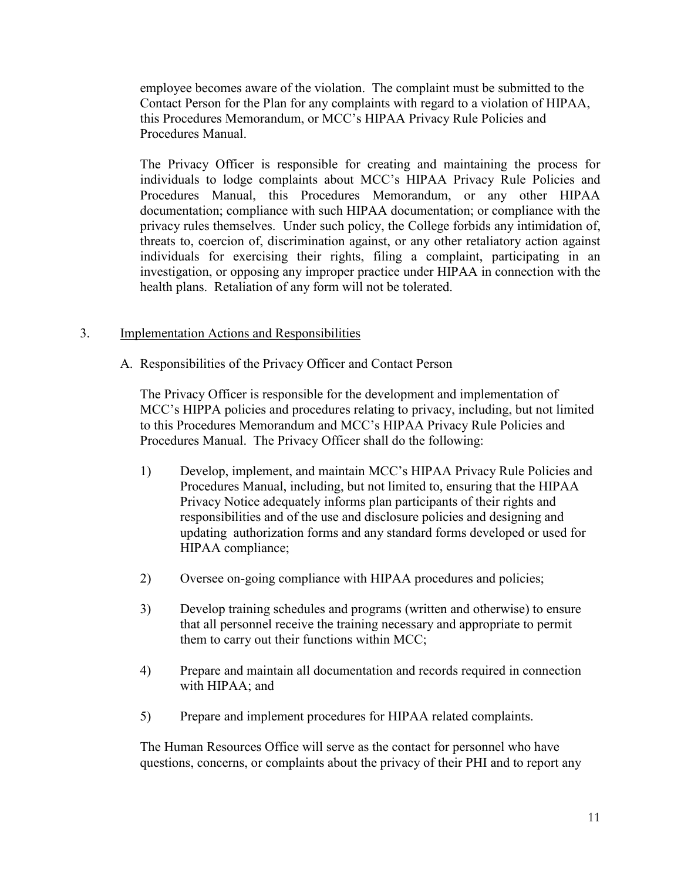employee becomes aware of the violation. The complaint must be submitted to the Contact Person for the Plan for any complaints with regard to a violation of HIPAA, this Procedures Memorandum, or MCC's HIPAA Privacy Rule Policies and Procedures Manual.

The Privacy Officer is responsible for creating and maintaining the process for individuals to lodge complaints about MCC's HIPAA Privacy Rule Policies and Procedures Manual, this Procedures Memorandum, or any other HIPAA documentation; compliance with such HIPAA documentation; or compliance with the privacy rules themselves. Under such policy, the College forbids any intimidation of, threats to, coercion of, discrimination against, or any other retaliatory action against individuals for exercising their rights, filing a complaint, participating in an investigation, or opposing any improper practice under HIPAA in connection with the health plans. Retaliation of any form will not be tolerated.

3. <u>Implementation Actions and Responsibilities</u>

A. Responsibilities of the Privacy Officer and Contact Person

The Privacy Officer is responsible for the development and implementation of MCC's HIPPA policies and procedures relating to privacy, including, but not limited to this Procedures Memorandum and MCC's HIPAA Privacy Rule Policies and Procedures Manual. The Privacy Officer shall do the following:

1) Develop, implement, and maintain MCC's HIPAA Privacy Rule Policies and Procedures Manual, including, but not limited to, ensuring that the HIPAA Privacy Notice adequately informs plan participants of their rights and responsibilities and of the use and disclosure policies and designing and updating authorization forms and any standard forms developed or used for HIPAA compliance;

2) Oversee on-going compliance with HIPAA procedures and policies;

3) Develop training schedules and programs (written and otherwise) to ensure that all personnel receive the training necessary and appropriate to permit them to carry out their functions within MCC;

4) Prepare and maintain all documentation and records required in connection with HIPAA; and

5) Prepare and implement procedures for HIPAA related complaints.

The Human Resources Office will serve as the contact for personnel who have questions, concerns, or complaints about the privacy of their PHI and to report any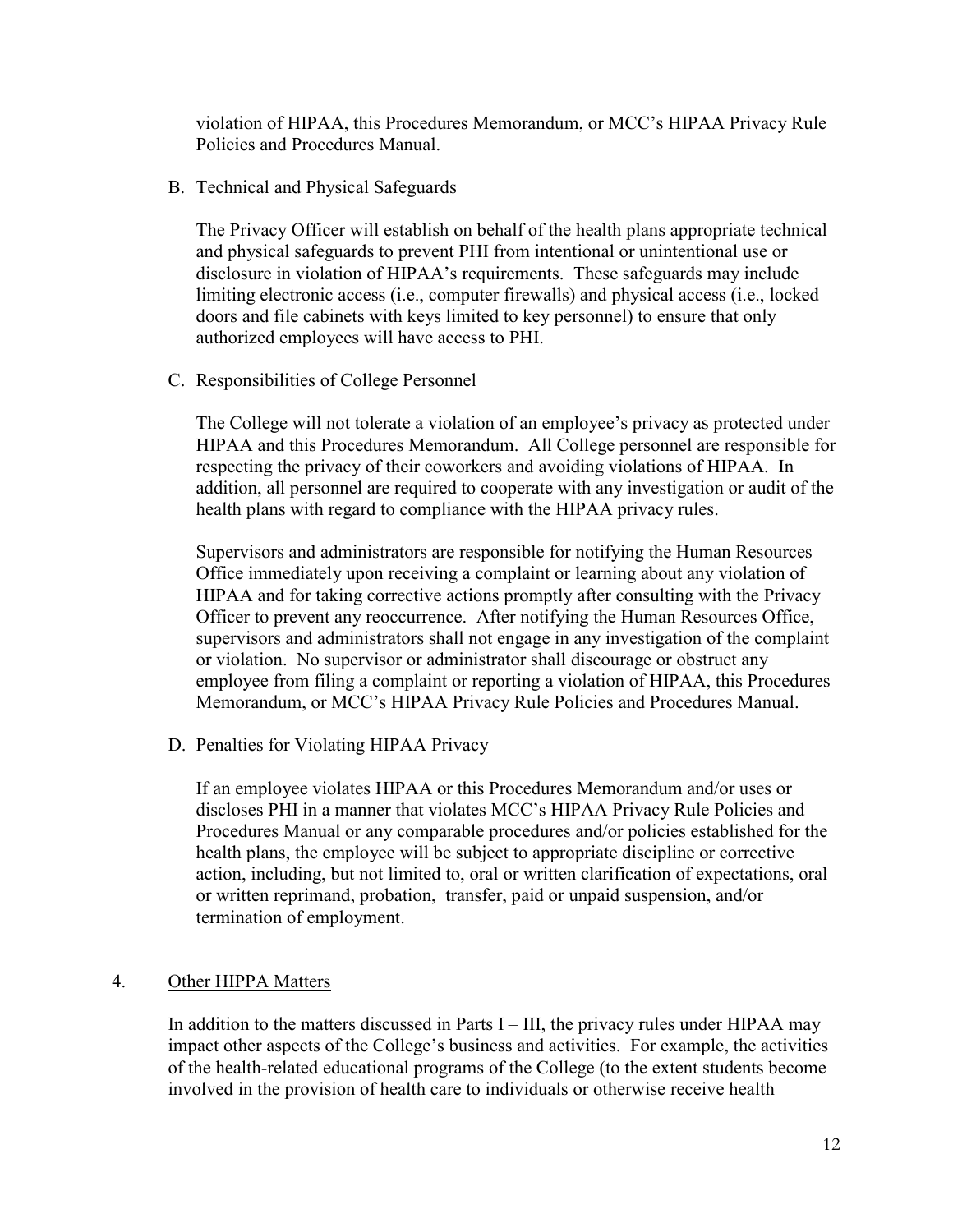violation of HIPAA, this Procedures Memorandum, or MCC's HIPAA Privacy Rule Policies and Procedures Manual.

B. Technical and Physical Safeguards

The Privacy Officer will establish on behalf of the health plans appropriate technical and physical safeguards to prevent PHI from intentional or unintentional use or disclosure in violation of HIPAA's requirements. These safeguards may include limiting electronic access (i.e., computer firewalls) and physical access (i.e., locked doors and file cabinets with keys limited to key personnel) to ensure that only authorized employees will have access to PHI.

C. Responsibilities of College Personnel

The College will not tolerate a violation of an employee's privacy as protected under HIPAA and this Procedures Memorandum. All College personnel are responsible for respecting the privacy of their coworkers and avoiding violations of HIPAA. In addition, all personnel are required to cooperate with any investigation or audit of the health plans with regard to compliance with the HIPAA privacy rules.

Supervisors and administrators are responsible for notifying the Human Resources Office immediately upon receiving a complaint or learning about any violation of HIPAA and for taking corrective actions promptly after consulting with the Privacy Officer to prevent any reoccurrence. After notifying the Human Resources Office, supervisors and administrators shall not engage in any investigation of the complaint or violation. No supervisor or administrator shall discourage or obstruct any employee from filing a complaint or reporting a violation of HIPAA, this Procedures Memorandum, or MCC's HIPAA Privacy Rule Policies and Procedures Manual.

D. Penalties for Violating HIPAA Privacy

If an employee violates HIPAA or this Procedures Memorandum and/or uses or discloses PHI in a manner that violates MCC's HIPAA Privacy Rule Policies and Procedures Manual or any comparable procedures and/or policies established for the health plans, the employee will be subject to appropriate discipline or corrective action, including, but not limited to, oral or written clarification of expectations, oral or written reprimand, probation, transfer, paid or unpaid suspension, and/or termination of employment.

4. <u>Other HIPPA Matters</u>

In addition to the matters discussed in Parts I – III, the privacy rules under HIPAA may impact other aspects of the College's business and activities. For example, the activities of the health-related educational programs of the College (to the extent students become involved in the provision of health care to individuals or otherwise receive health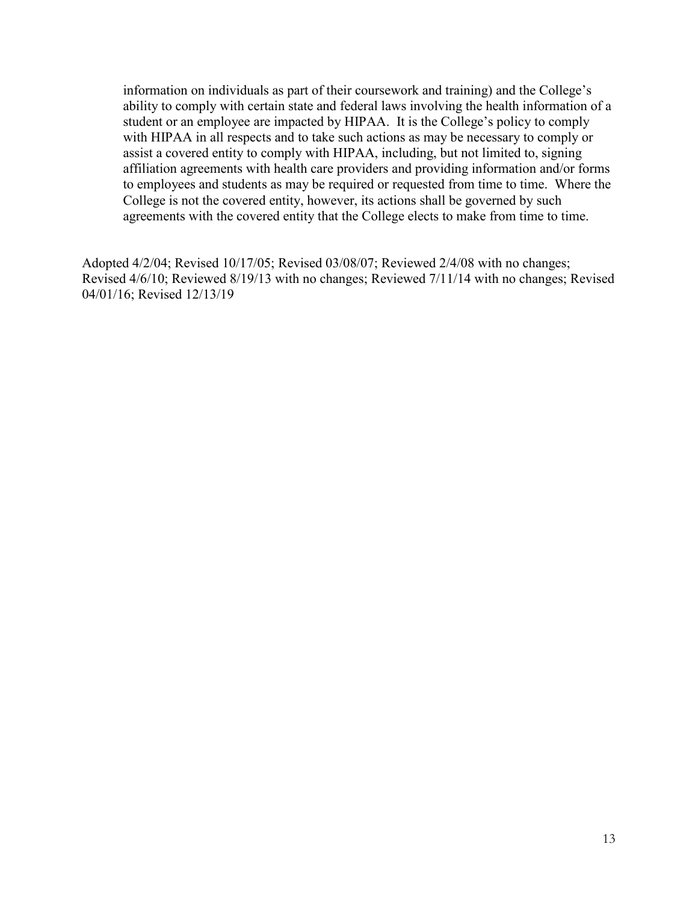information on individuals as part of their coursework and training) and the College's ability to comply with certain state and federal laws involving the health information of a student or an employee are impacted by HIPAA. It is the College's policy to comply with HIPAA in all respects and to take such actions as may be necessary to comply or assist a covered entity to comply with HIPAA, including, but not limited to, signing affiliation agreements with health care providers and providing information and/or forms to employees and students as may be required or requested from time to time. Where the College is not the covered entity, however, its actions shall be governed by such agreements with the covered entity that the College elects to make from time to time.

Adopted 4/2/04; Revised 10/17/05; Revised 03/08/07; Reviewed 2/4/08 with no changes; Revised 4/6/10; Reviewed 8/19/13 with no changes; Reviewed 7/11/14 with no changes; Revised 04/01/16; Revised 12/13/19